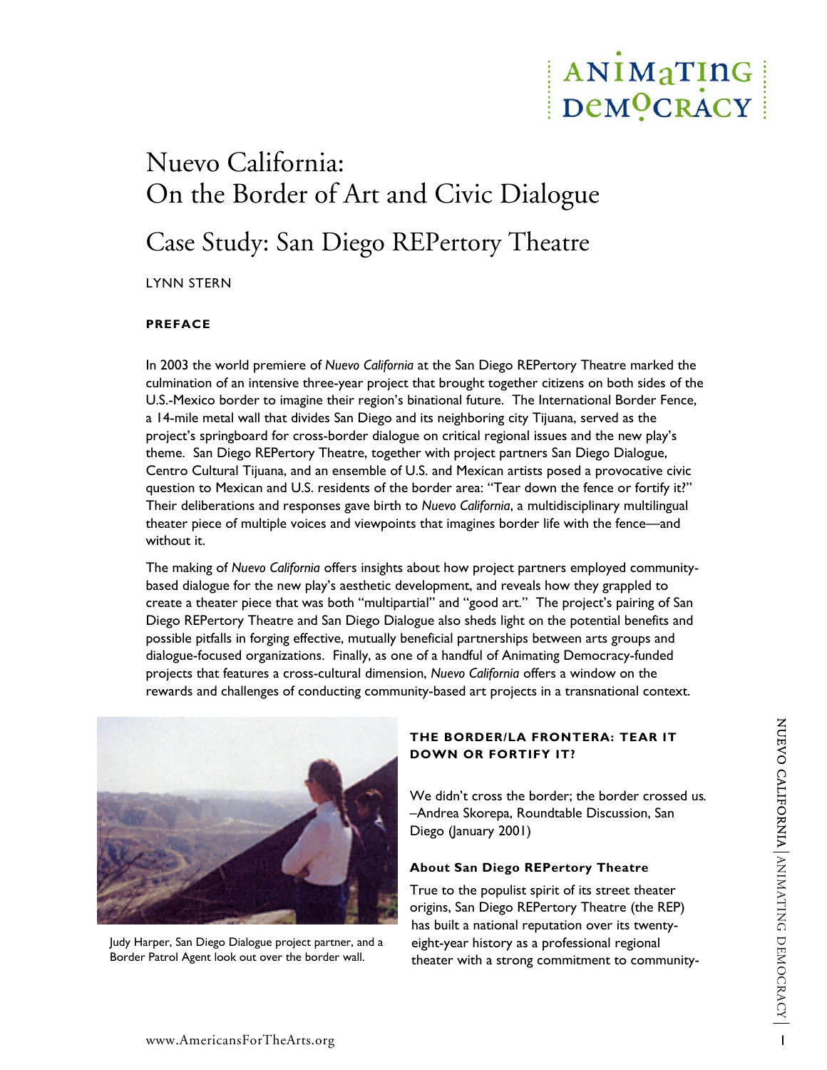# Nuevo California: On the Border of Art and Civic Dialogue

## Case Study: San Diego REPertory Theatre

LYNN STERN

### PREFACE

In 2003 the world premiere of *Nuevo California* at the San Diego REPertory Theatre marked the culmination of an intensive three-year project that brought together citizens on both sides of the U.S.-Mexico border to imagine their region's binational future. The International Border Fence, a 14-mile metal wall that divides San Diego and its neighboring city Tijuana, served as the project's springboard for cross-border dialogue on critical regional issues and the new play's theme. San Diego REPertory Theatre, together with project partners San Diego Dialogue, Centro Cultural Tijuana, and an ensemble of U.S. and Mexican artists posed a provocative civic question to Mexican and U.S. residents of the border area: "Tear down the fence or fortify it?" Their deliberations and responses gave birth to *Nuevo California*, a multidisciplinary multilingual theater piece of multiple voices and viewpoints that imagines border life with the fence—and without it.

The making of *Nuevo California* offers insights about how project partners employed community-based dialogue for the new play's aesthetic development, and reveals how they grappled to create a theater piece that was both "multipartial" and "good art." The project's pairing of San Diego REPertory Theatre and San Diego Dialogue also sheds light on the potential benefits and possible pitfalls in forging effective, mutually beneficial partnerships between arts groups and dialogue-focused organizations. Finally, as one of a handful of Animating Democracy-funded projects that features a cross-cultural dimension, *Nuevo California* offers a window on the rewards and challenges of conducting community-based art projects in a transnational context.

Judy Harper, San Diego Dialogue project partner, and a Border Patrol Agent look out over the border wall.

### THE BORDER/LA FRONTERA: TEAR IT DOWN OR FORTIFY IT?

*We didn't cross the border; the border crossed us.*
–Andrea Skorepa, Roundtable Discussion, San Diego (January 2001)

#### About San Diego REPertory Theatre

True to the populist spirit of its street theater origins, San Diego REPertory Theatre (the REP) has built a national reputation over its twenty-eight-year history as a professional regional theater with a strong commitment to community-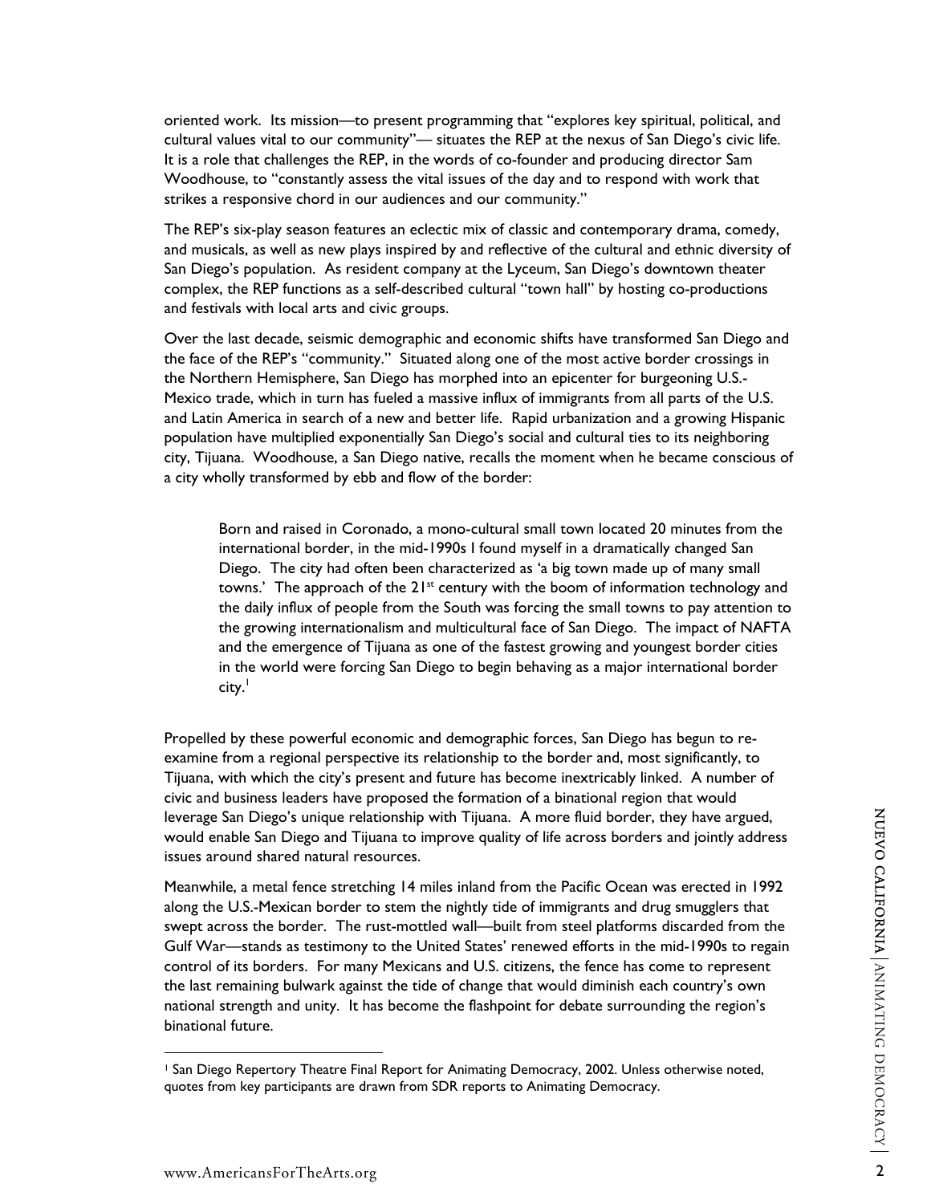oriented work. Its mission—to present programming that "explores key spiritual, political, and cultural values vital to our community"— situates the REP at the nexus of San Diego's civic life. It is a role that challenges the REP, in the words of co-founder and producing director Sam Woodhouse, to "constantly assess the vital issues of the day and to respond with work that strikes a responsive chord in our audiences and our community."

The REP's six-play season features an eclectic mix of classic and contemporary drama, comedy, and musicals, as well as new plays inspired by and reflective of the cultural and ethnic diversity of San Diego's population. As resident company at the Lyceum, San Diego's downtown theater complex, the REP functions as a self-described cultural "town hall" by hosting co-productions and festivals with local arts and civic groups.

Over the last decade, seismic demographic and economic shifts have transformed San Diego and the face of the REP's "community." Situated along one of the most active border crossings in the Northern Hemisphere, San Diego has morphed into an epicenter for burgeoning U.S.-Mexico trade, which in turn has fueled a massive influx of immigrants from all parts of the U.S. and Latin America in search of a new and better life. Rapid urbanization and a growing Hispanic population have multiplied exponentially San Diego's social and cultural ties to its neighboring city, Tijuana. Woodhouse, a San Diego native, recalls the moment when he became conscious of a city wholly transformed by ebb and flow of the border:

> Born and raised in Coronado, a mono-cultural small town located 20 minutes from the international border, in the mid-1990s I found myself in a dramatically changed San Diego. The city had often been characterized as 'a big town made up of many small towns.' The approach of the 21st century with the boom of information technology and the daily influx of people from the South was forcing the small towns to pay attention to the growing internationalism and multicultural face of San Diego. The impact of NAFTA and the emergence of Tijuana as one of the fastest growing and youngest border cities in the world were forcing San Diego to begin behaving as a major international border city.[1]

Propelled by these powerful economic and demographic forces, San Diego has begun to re-examine from a regional perspective its relationship to the border and, most significantly, to Tijuana, with which the city's present and future has become inextricably linked. A number of civic and business leaders have proposed the formation of a binational region that would leverage San Diego's unique relationship with Tijuana. A more fluid border, they have argued, would enable San Diego and Tijuana to improve quality of life across borders and jointly address issues around shared natural resources.

Meanwhile, a metal fence stretching 14 miles inland from the Pacific Ocean was erected in 1992 along the U.S.-Mexican border to stem the nightly tide of immigrants and drug smugglers that swept across the border. The rust-mottled wall—built from steel platforms discarded from the Gulf War—stands as testimony to the United States' renewed efforts in the mid-1990s to regain control of its borders. For many Mexicans and U.S. citizens, the fence has come to represent the last remaining bulwark against the tide of change that would diminish each country's own national strength and unity. It has become the flashpoint for debate surrounding the region's binational future.

---

[1] San Diego Repertory Theatre Final Report for Animating Democracy, 2002. Unless otherwise noted, quotes from key participants are drawn from SDR reports to Animating Democracy.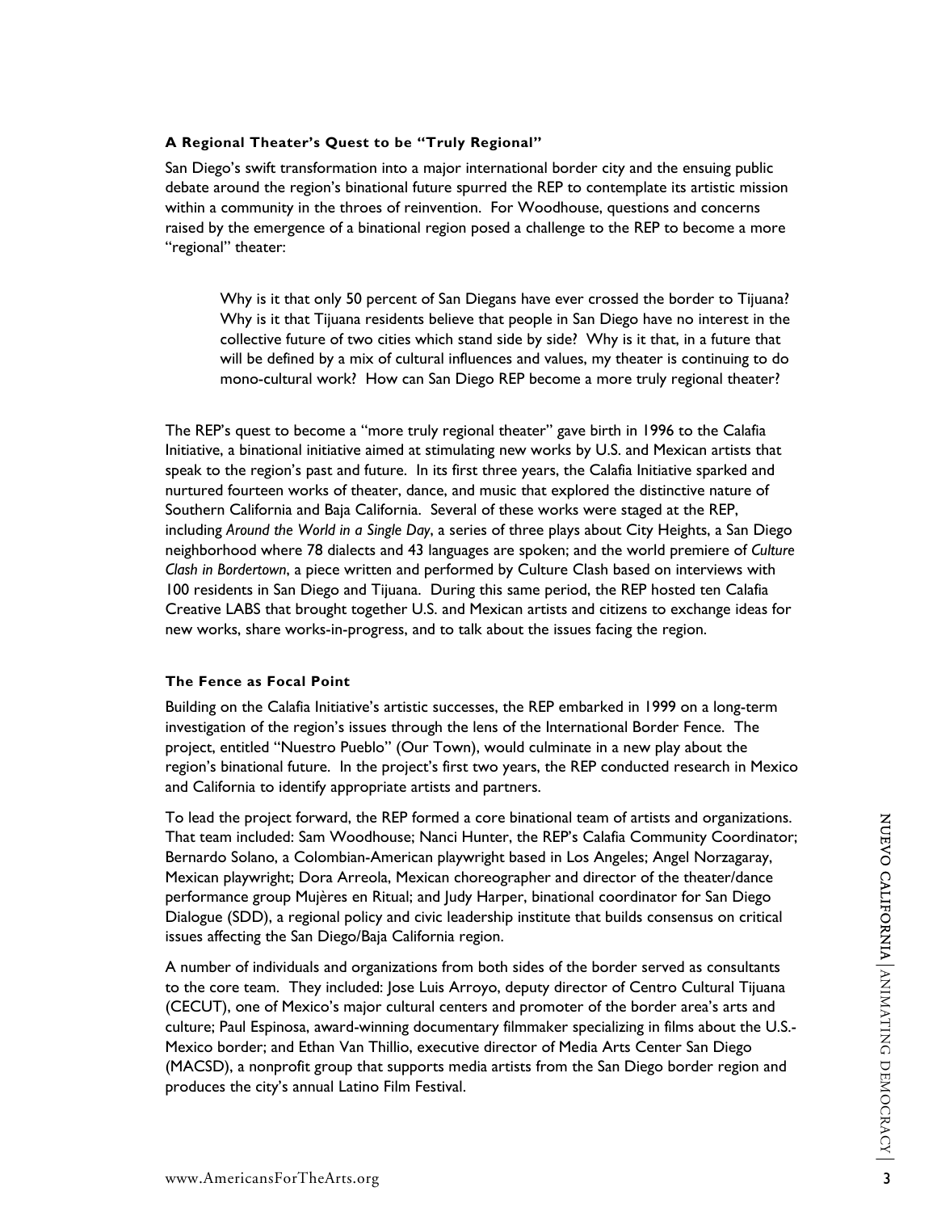### A Regional Theater's Quest to be "Truly Regional"

San Diego's swift transformation into a major international border city and the ensuing public debate around the region's binational future spurred the REP to contemplate its artistic mission within a community in the throes of reinvention. For Woodhouse, questions and concerns raised by the emergence of a binational region posed a challenge to the REP to become a more "regional" theater:

> Why is it that only 50 percent of San Diegans have ever crossed the border to Tijuana? Why is it that Tijuana residents believe that people in San Diego have no interest in the collective future of two cities which stand side by side? Why is it that, in a future that will be defined by a mix of cultural influences and values, my theater is continuing to do mono-cultural work? How can San Diego REP become a more truly regional theater?

The REP's quest to become a "more truly regional theater" gave birth in 1996 to the Calafia Initiative, a binational initiative aimed at stimulating new works by U.S. and Mexican artists that speak to the region's past and future. In its first three years, the Calafia Initiative sparked and nurtured fourteen works of theater, dance, and music that explored the distinctive nature of Southern California and Baja California. Several of these works were staged at the REP, including *Around the World in a Single Day*, a series of three plays about City Heights, a San Diego neighborhood where 78 dialects and 43 languages are spoken; and the world premiere of *Culture Clash in Bordertown*, a piece written and performed by Culture Clash based on interviews with 100 residents in San Diego and Tijuana. During this same period, the REP hosted ten Calafia Creative LABS that brought together U.S. and Mexican artists and citizens to exchange ideas for new works, share works-in-progress, and to talk about the issues facing the region.

### The Fence as Focal Point

Building on the Calafia Initiative's artistic successes, the REP embarked in 1999 on a long-term investigation of the region's issues through the lens of the International Border Fence. The project, entitled "Nuestro Pueblo" (Our Town), would culminate in a new play about the region's binational future. In the project's first two years, the REP conducted research in Mexico and California to identify appropriate artists and partners.

To lead the project forward, the REP formed a core binational team of artists and organizations. That team included: Sam Woodhouse; Nanci Hunter, the REP's Calafia Community Coordinator; Bernardo Solano, a Colombian-American playwright based in Los Angeles; Angel Norzagaray, Mexican playwright; Dora Arreola, Mexican choreographer and director of the theater/dance performance group Mujères en Ritual; and Judy Harper, binational coordinator for San Diego Dialogue (SDD), a regional policy and civic leadership institute that builds consensus on critical issues affecting the San Diego/Baja California region.

A number of individuals and organizations from both sides of the border served as consultants to the core team. They included: Jose Luis Arroyo, deputy director of Centro Cultural Tijuana (CECUT), one of Mexico's major cultural centers and promoter of the border area's arts and culture; Paul Espinosa, award-winning documentary filmmaker specializing in films about the U.S.-Mexico border; and Ethan Van Thillio, executive director of Media Arts Center San Diego (MACSD), a nonprofit group that supports media artists from the San Diego border region and produces the city's annual Latino Film Festival.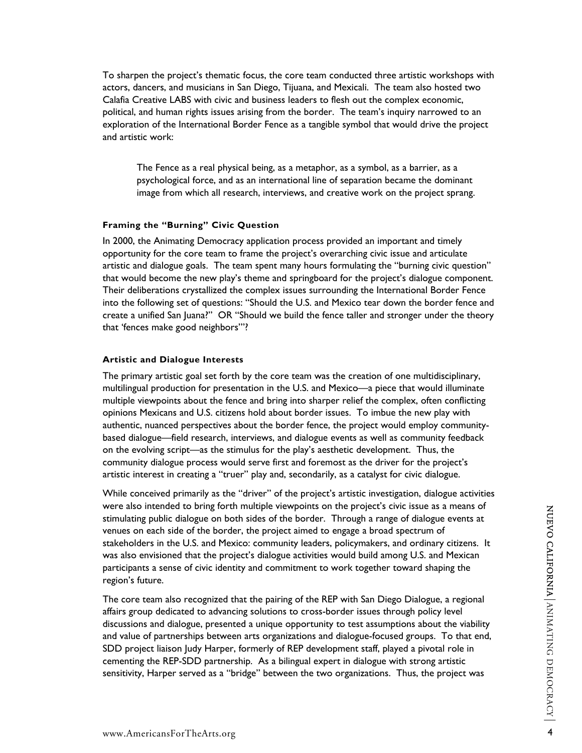To sharpen the project's thematic focus, the core team conducted three artistic workshops with actors, dancers, and musicians in San Diego, Tijuana, and Mexicali. The team also hosted two Calafia Creative LABS with civic and business leaders to flesh out the complex economic, political, and human rights issues arising from the border. The team's inquiry narrowed to an exploration of the International Border Fence as a tangible symbol that would drive the project and artistic work:

> The Fence as a real physical being, as a metaphor, as a symbol, as a barrier, as a psychological force, and as an international line of separation became the dominant image from which all research, interviews, and creative work on the project sprang.

#### Framing the "Burning" Civic Question

In 2000, the Animating Democracy application process provided an important and timely opportunity for the core team to frame the project's overarching civic issue and articulate artistic and dialogue goals. The team spent many hours formulating the "burning civic question" that would become the new play's theme and springboard for the project's dialogue component. Their deliberations crystallized the complex issues surrounding the International Border Fence into the following set of questions: "Should the U.S. and Mexico tear down the border fence and create a unified San Juana?" OR "Should we build the fence taller and stronger under the theory that 'fences make good neighbors'"?

#### Artistic and Dialogue Interests

The primary artistic goal set forth by the core team was the creation of one multidisciplinary, multilingual production for presentation in the U.S. and Mexico—a piece that would illuminate multiple viewpoints about the fence and bring into sharper relief the complex, often conflicting opinions Mexicans and U.S. citizens hold about border issues. To imbue the new play with authentic, nuanced perspectives about the border fence, the project would employ community-based dialogue—field research, interviews, and dialogue events as well as community feedback on the evolving script—as the stimulus for the play's aesthetic development. Thus, the community dialogue process would serve first and foremost as the driver for the project's artistic interest in creating a "truer" play and, secondarily, as a catalyst for civic dialogue.

While conceived primarily as the "driver" of the project's artistic investigation, dialogue activities were also intended to bring forth multiple viewpoints on the project's civic issue as a means of stimulating public dialogue on both sides of the border. Through a range of dialogue events at venues on each side of the border, the project aimed to engage a broad spectrum of stakeholders in the U.S. and Mexico: community leaders, policymakers, and ordinary citizens. It was also envisioned that the project's dialogue activities would build among U.S. and Mexican participants a sense of civic identity and commitment to work together toward shaping the region's future.

The core team also recognized that the pairing of the REP with San Diego Dialogue, a regional affairs group dedicated to advancing solutions to cross-border issues through policy level discussions and dialogue, presented a unique opportunity to test assumptions about the viability and value of partnerships between arts organizations and dialogue-focused groups. To that end, SDD project liaison Judy Harper, formerly of REP development staff, played a pivotal role in cementing the REP-SDD partnership. As a bilingual expert in dialogue with strong artistic sensitivity, Harper served as a "bridge" between the two organizations. Thus, the project was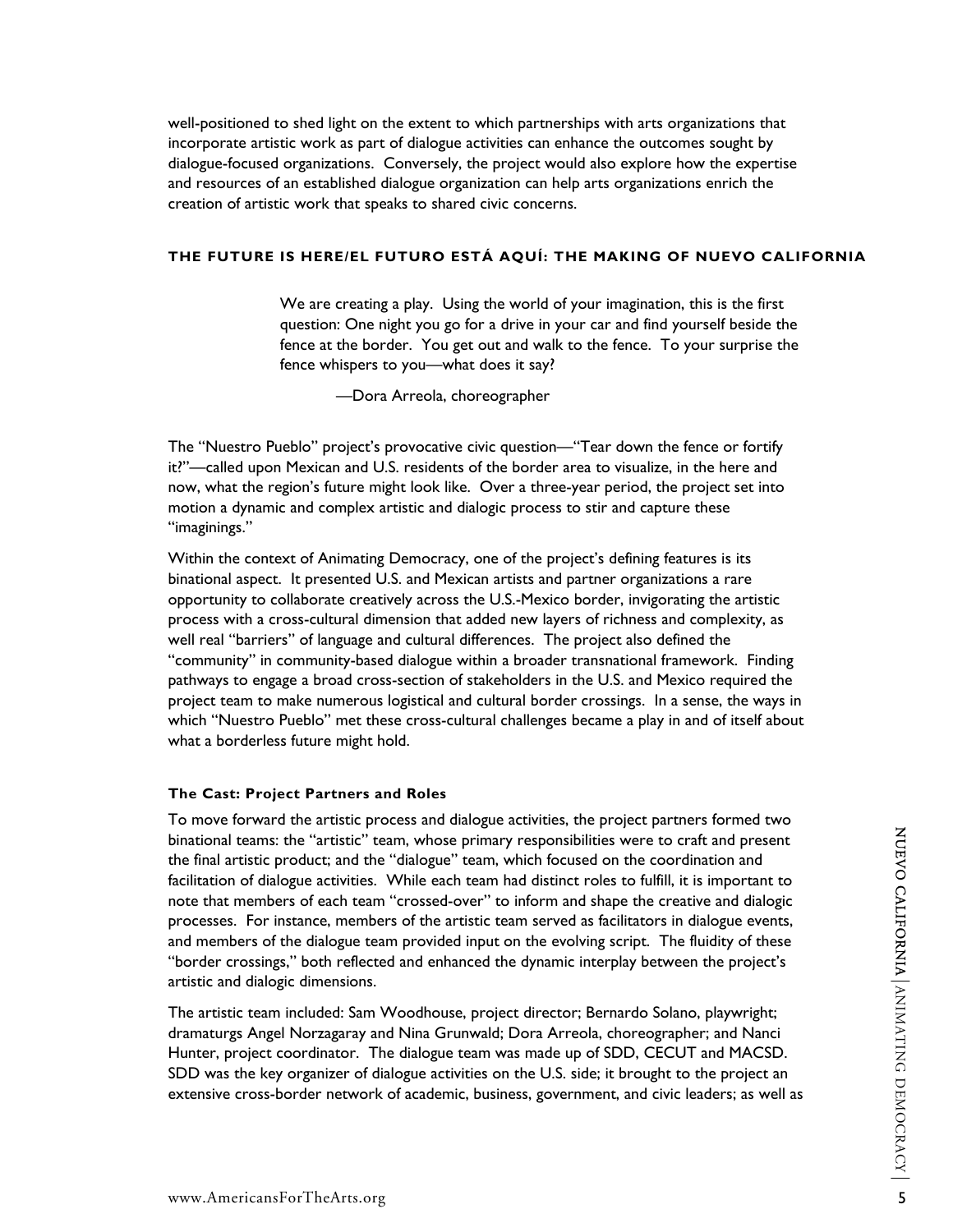well-positioned to shed light on the extent to which partnerships with arts organizations that incorporate artistic work as part of dialogue activities can enhance the outcomes sought by dialogue-focused organizations. Conversely, the project would also explore how the expertise and resources of an established dialogue organization can help arts organizations enrich the creation of artistic work that speaks to shared civic concerns.

## THE FUTURE IS HERE/EL FUTURO ESTÁ AQUÍ: THE MAKING OF NUEVO CALIFORNIA

> We are creating a play. Using the world of your imagination, this is the first question: One night you go for a drive in your car and find yourself beside the fence at the border. You get out and walk to the fence. To your surprise the fence whispers to you—what does it say?
>
> —Dora Arreola, choreographer

The "Nuestro Pueblo" project's provocative civic question—"Tear down the fence or fortify it?"—called upon Mexican and U.S. residents of the border area to visualize, in the here and now, what the region's future might look like. Over a three-year period, the project set into motion a dynamic and complex artistic and dialogic process to stir and capture these "imaginings."

Within the context of Animating Democracy, one of the project's defining features is its binational aspect. It presented U.S. and Mexican artists and partner organizations a rare opportunity to collaborate creatively across the U.S.-Mexico border, invigorating the artistic process with a cross-cultural dimension that added new layers of richness and complexity, as well real "barriers" of language and cultural differences. The project also defined the "community" in community-based dialogue within a broader transnational framework. Finding pathways to engage a broad cross-section of stakeholders in the U.S. and Mexico required the project team to make numerous logistical and cultural border crossings. In a sense, the ways in which "Nuestro Pueblo" met these cross-cultural challenges became a play in and of itself about what a borderless future might hold.

### The Cast: Project Partners and Roles

To move forward the artistic process and dialogue activities, the project partners formed two binational teams: the "artistic" team, whose primary responsibilities were to craft and present the final artistic product; and the "dialogue" team, which focused on the coordination and facilitation of dialogue activities. While each team had distinct roles to fulfill, it is important to note that members of each team "crossed-over" to inform and shape the creative and dialogic processes. For instance, members of the artistic team served as facilitators in dialogue events, and members of the dialogue team provided input on the evolving script. The fluidity of these "border crossings," both reflected and enhanced the dynamic interplay between the project's artistic and dialogic dimensions.

The artistic team included: Sam Woodhouse, project director; Bernardo Solano, playwright; dramaturgs Angel Norzagaray and Nina Grunwald; Dora Arreola, choreographer; and Nanci Hunter, project coordinator. The dialogue team was made up of SDD, CECUT and MACSD. SDD was the key organizer of dialogue activities on the U.S. side; it brought to the project an extensive cross-border network of academic, business, government, and civic leaders; as well as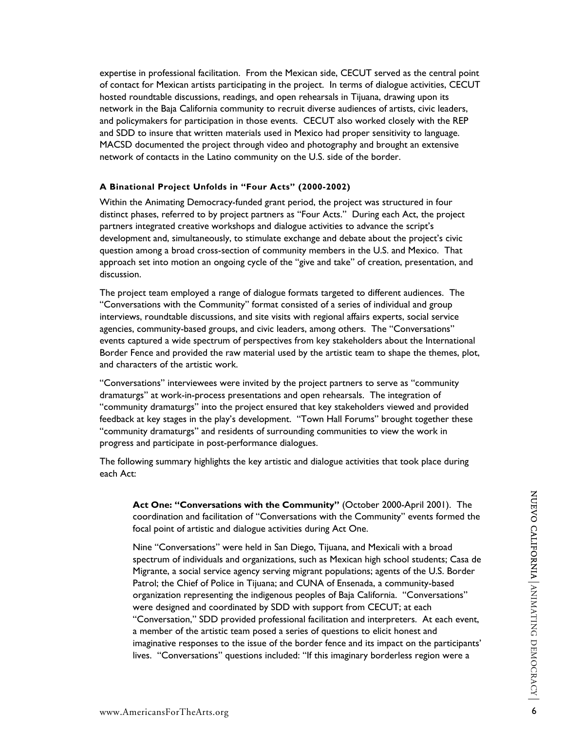expertise in professional facilitation. From the Mexican side, CECUT served as the central point of contact for Mexican artists participating in the project. In terms of dialogue activities, CECUT hosted roundtable discussions, readings, and open rehearsals in Tijuana, drawing upon its network in the Baja California community to recruit diverse audiences of artists, civic leaders, and policymakers for participation in those events. CECUT also worked closely with the REP and SDD to insure that written materials used in Mexico had proper sensitivity to language. MACSD documented the project through video and photography and brought an extensive network of contacts in the Latino community on the U.S. side of the border.

#### A Binational Project Unfolds in "Four Acts" (2000-2002)

Within the Animating Democracy-funded grant period, the project was structured in four distinct phases, referred to by project partners as "Four Acts." During each Act, the project partners integrated creative workshops and dialogue activities to advance the script's development and, simultaneously, to stimulate exchange and debate about the project's civic question among a broad cross-section of community members in the U.S. and Mexico. That approach set into motion an ongoing cycle of the "give and take" of creation, presentation, and discussion.

The project team employed a range of dialogue formats targeted to different audiences. The "Conversations with the Community" format consisted of a series of individual and group interviews, roundtable discussions, and site visits with regional affairs experts, social service agencies, community-based groups, and civic leaders, among others. The "Conversations" events captured a wide spectrum of perspectives from key stakeholders about the International Border Fence and provided the raw material used by the artistic team to shape the themes, plot, and characters of the artistic work.

"Conversations" interviewees were invited by the project partners to serve as "community dramaturgs" at work-in-process presentations and open rehearsals. The integration of "community dramaturgs" into the project ensured that key stakeholders viewed and provided feedback at key stages in the play's development. "Town Hall Forums" brought together these "community dramaturgs" and residents of surrounding communities to view the work in progress and participate in post-performance dialogues.

The following summary highlights the key artistic and dialogue activities that took place during each Act:

> **Act One: "Conversations with the Community"** (October 2000-April 2001). The coordination and facilitation of "Conversations with the Community" events formed the focal point of artistic and dialogue activities during Act One.
>
> Nine "Conversations" were held in San Diego, Tijuana, and Mexicali with a broad spectrum of individuals and organizations, such as Mexican high school students; Casa de Migrante, a social service agency serving migrant populations; agents of the U.S. Border Patrol; the Chief of Police in Tijuana; and CUNA of Ensenada, a community-based organization representing the indigenous peoples of Baja California. "Conversations" were designed and coordinated by SDD with support from CECUT; at each "Conversation," SDD provided professional facilitation and interpreters. At each event, a member of the artistic team posed a series of questions to elicit honest and imaginative responses to the issue of the border fence and its impact on the participants' lives. "Conversations" questions included: "If this imaginary borderless region were a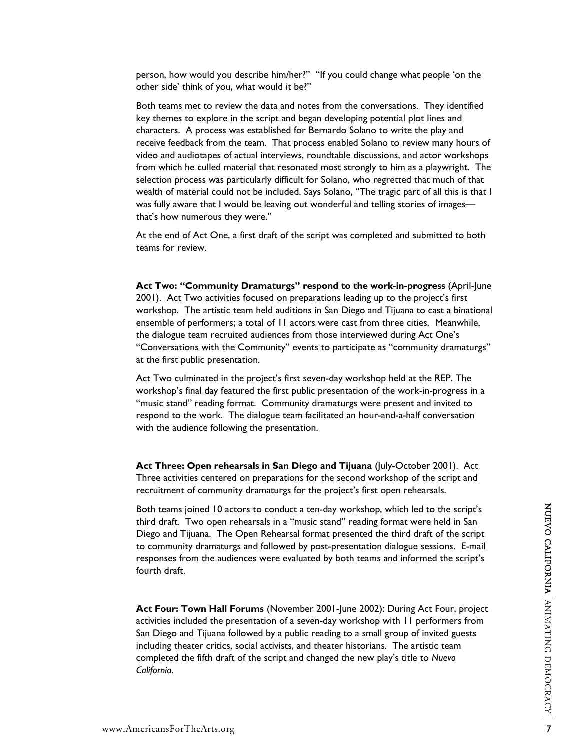person, how would you describe him/her?" "If you could change what people 'on the other side' think of you, what would it be?"

Both teams met to review the data and notes from the conversations. They identified key themes to explore in the script and began developing potential plot lines and characters. A process was established for Bernardo Solano to write the play and receive feedback from the team. That process enabled Solano to review many hours of video and audiotapes of actual interviews, roundtable discussions, and actor workshops from which he culled material that resonated most strongly to him as a playwright. The selection process was particularly difficult for Solano, who regretted that much of that wealth of material could not be included. Says Solano, "The tragic part of all this is that I was fully aware that I would be leaving out wonderful and telling stories of images—that's how numerous they were."

At the end of Act One, a first draft of the script was completed and submitted to both teams for review.

**Act Two: "Community Dramaturgs" respond to the work-in-progress** (April-June 2001). Act Two activities focused on preparations leading up to the project's first workshop. The artistic team held auditions in San Diego and Tijuana to cast a binational ensemble of performers; a total of 11 actors were cast from three cities. Meanwhile, the dialogue team recruited audiences from those interviewed during Act One's "Conversations with the Community" events to participate as "community dramaturgs" at the first public presentation.

Act Two culminated in the project's first seven-day workshop held at the REP. The workshop's final day featured the first public presentation of the work-in-progress in a "music stand" reading format. Community dramaturgs were present and invited to respond to the work. The dialogue team facilitated an hour-and-a-half conversation with the audience following the presentation.

**Act Three: Open rehearsals in San Diego and Tijuana** (July-October 2001). Act Three activities centered on preparations for the second workshop of the script and recruitment of community dramaturgs for the project's first open rehearsals.

Both teams joined 10 actors to conduct a ten-day workshop, which led to the script's third draft. Two open rehearsals in a "music stand" reading format were held in San Diego and Tijuana. The Open Rehearsal format presented the third draft of the script to community dramaturgs and followed by post-presentation dialogue sessions. E-mail responses from the audiences were evaluated by both teams and informed the script's fourth draft.

**Act Four: Town Hall Forums** (November 2001-June 2002): During Act Four, project activities included the presentation of a seven-day workshop with 11 performers from San Diego and Tijuana followed by a public reading to a small group of invited guests including theater critics, social activists, and theater historians. The artistic team completed the fifth draft of the script and changed the new play's title to *Nuevo California*.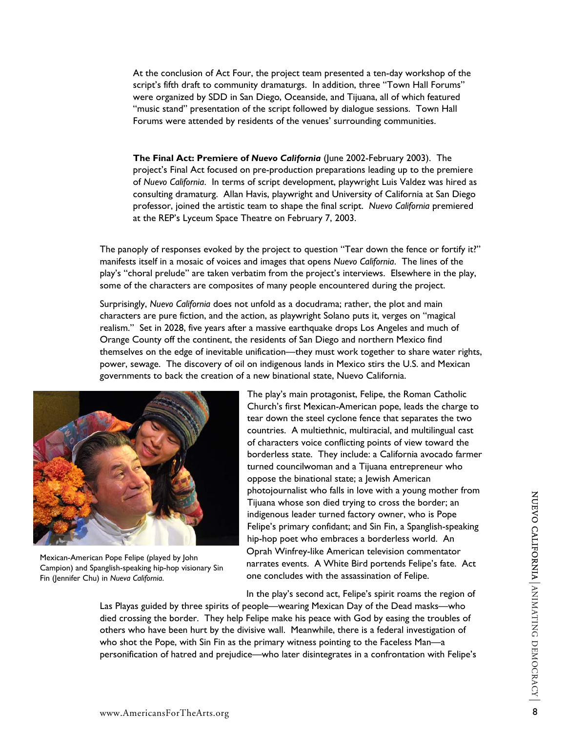At the conclusion of Act Four, the project team presented a ten-day workshop of the script's fifth draft to community dramaturgs. In addition, three "Town Hall Forums" were organized by SDD in San Diego, Oceanside, and Tijuana, all of which featured "music stand" presentation of the script followed by dialogue sessions. Town Hall Forums were attended by residents of the venues' surrounding communities.

**The Final Act: Premiere of *Nuevo California*** (June 2002-February 2003). The project's Final Act focused on pre-production preparations leading up to the premiere of *Nuevo California*. In terms of script development, playwright Luis Valdez was hired as consulting dramaturg. Allan Havis, playwright and University of California at San Diego professor, joined the artistic team to shape the final script. *Nuevo California* premiered at the REP's Lyceum Space Theatre on February 7, 2003.

The panoply of responses evoked by the project to question "Tear down the fence or fortify it?" manifests itself in a mosaic of voices and images that opens *Nuevo California*. The lines of the play's "choral prelude" are taken verbatim from the project's interviews. Elsewhere in the play, some of the characters are composites of many people encountered during the project.

Surprisingly, *Nuevo California* does not unfold as a docudrama; rather, the plot and main characters are pure fiction, and the action, as playwright Solano puts it, verges on "magical realism." Set in 2028, five years after a massive earthquake drops Los Angeles and much of Orange County off the continent, the residents of San Diego and northern Mexico find themselves on the edge of inevitable unification—they must work together to share water rights, power, sewage. The discovery of oil on indigenous lands in Mexico stirs the U.S. and Mexican governments to back the creation of a new binational state, Nuevo California.

Mexican-American Pope Felipe (played by John Campion) and Spanglish-speaking hip-hop visionary Sin Fin (Jennifer Chu) in *Nueva California*.

The play's main protagonist, Felipe, the Roman Catholic Church's first Mexican-American pope, leads the charge to tear down the steel cyclone fence that separates the two countries. A multiethnic, multiracial, and multilingual cast of characters voice conflicting points of view toward the borderless state. They include: a California avocado farmer turned councilwoman and a Tijuana entrepreneur who oppose the binational state; a Jewish American photojournalist who falls in love with a young mother from Tijuana whose son died trying to cross the border; an indigenous leader turned factory owner, who is Pope Felipe's primary confidant; and Sin Fin, a Spanglish-speaking hip-hop poet who embraces a borderless world. An Oprah Winfrey-like American television commentator narrates events. A White Bird portends Felipe's fate. Act one concludes with the assassination of Felipe.

In the play's second act, Felipe's spirit roams the region of Las Playas guided by three spirits of people—wearing Mexican Day of the Dead masks—who died crossing the border. They help Felipe make his peace with God by easing the troubles of others who have been hurt by the divisive wall. Meanwhile, there is a federal investigation of who shot the Pope, with Sin Fin as the primary witness pointing to the Faceless Man—a personification of hatred and prejudice—who later disintegrates in a confrontation with Felipe's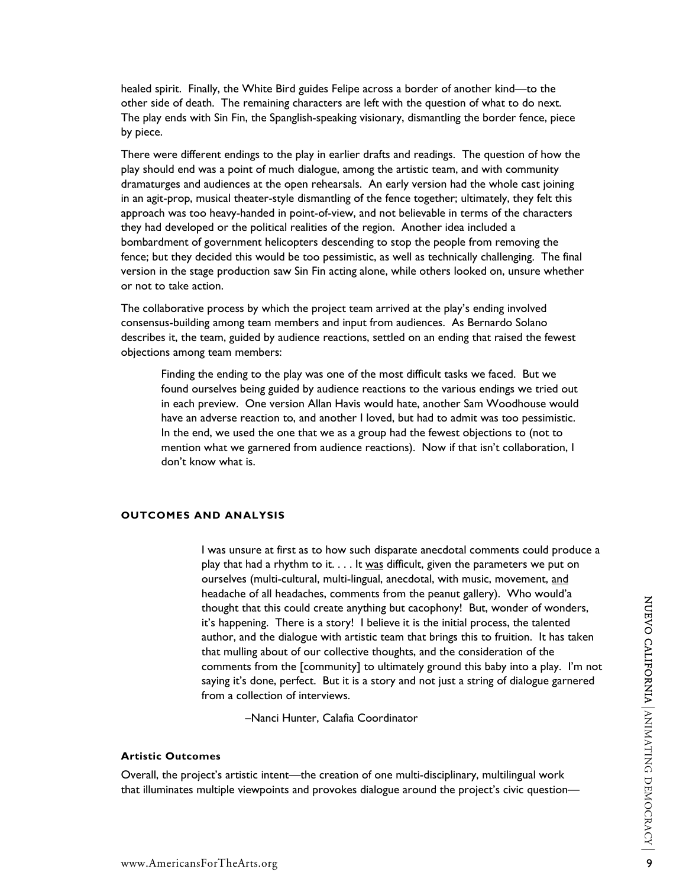healed spirit. Finally, the White Bird guides Felipe across a border of another kind—to the other side of death. The remaining characters are left with the question of what to do next. The play ends with Sin Fin, the Spanglish-speaking visionary, dismantling the border fence, piece by piece.

There were different endings to the play in earlier drafts and readings. The question of how the play should end was a point of much dialogue, among the artistic team, and with community dramaturges and audiences at the open rehearsals. An early version had the whole cast joining in an agit-prop, musical theater-style dismantling of the fence together; ultimately, they felt this approach was too heavy-handed in point-of-view, and not believable in terms of the characters they had developed or the political realities of the region. Another idea included a bombardment of government helicopters descending to stop the people from removing the fence; but they decided this would be too pessimistic, as well as technically challenging. The final version in the stage production saw Sin Fin acting alone, while others looked on, unsure whether or not to take action.

The collaborative process by which the project team arrived at the play's ending involved consensus-building among team members and input from audiences. As Bernardo Solano describes it, the team, guided by audience reactions, settled on an ending that raised the fewest objections among team members:

> Finding the ending to the play was one of the most difficult tasks we faced. But we found ourselves being guided by audience reactions to the various endings we tried out in each preview. One version Allan Havis would hate, another Sam Woodhouse would have an adverse reaction to, and another I loved, but had to admit was too pessimistic. In the end, we used the one that we as a group had the fewest objections to (not to mention what we garnered from audience reactions). Now if that isn't collaboration, I don't know what is.

## OUTCOMES AND ANALYSIS

> I was unsure at first as to how such disparate anecdotal comments could produce a play that had a rhythm to it. . . . It <u>was</u> difficult, given the parameters we put on ourselves (multi-cultural, multi-lingual, anecdotal, with music, movement, <u>and</u> headache of all headaches, comments from the peanut gallery). Who would'a thought that this could create anything but cacophony! But, wonder of wonders, it's happening. There is a story! I believe it is the initial process, the talented author, and the dialogue with artistic team that brings this to fruition. It has taken that mulling about of our collective thoughts, and the consideration of the comments from the [community] to ultimately ground this baby into a play. I'm not saying it's done, perfect. But it is a story and not just a string of dialogue garnered from a collection of interviews.
>
> –Nanci Hunter, Calafia Coordinator

### Artistic Outcomes

Overall, the project's artistic intent—the creation of one multi-disciplinary, multilingual work that illuminates multiple viewpoints and provokes dialogue around the project's civic question—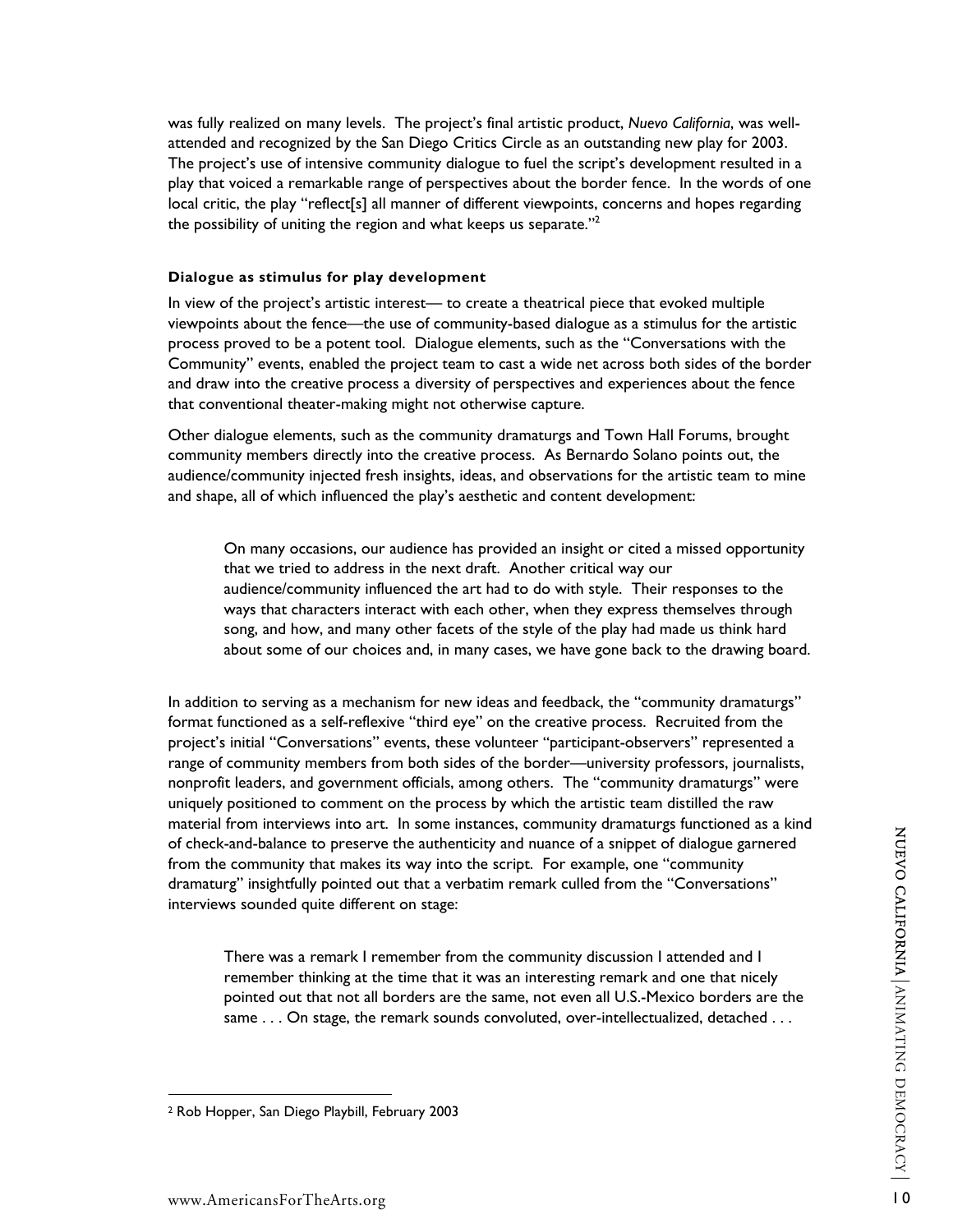was fully realized on many levels. The project's final artistic product, *Nuevo California*, was well-attended and recognized by the San Diego Critics Circle as an outstanding new play for 2003. The project's use of intensive community dialogue to fuel the script's development resulted in a play that voiced a remarkable range of perspectives about the border fence. In the words of one local critic, the play "reflect[s] all manner of different viewpoints, concerns and hopes regarding the possibility of uniting the region and what keeps us separate."[2]

**Dialogue as stimulus for play development**

In view of the project's artistic interest— to create a theatrical piece that evoked multiple viewpoints about the fence—the use of community-based dialogue as a stimulus for the artistic process proved to be a potent tool. Dialogue elements, such as the "Conversations with the Community" events, enabled the project team to cast a wide net across both sides of the border and draw into the creative process a diversity of perspectives and experiences about the fence that conventional theater-making might not otherwise capture.

Other dialogue elements, such as the community dramaturgs and Town Hall Forums, brought community members directly into the creative process. As Bernardo Solano points out, the audience/community injected fresh insights, ideas, and observations for the artistic team to mine and shape, all of which influenced the play's aesthetic and content development:

> On many occasions, our audience has provided an insight or cited a missed opportunity that we tried to address in the next draft. Another critical way our audience/community influenced the art had to do with style. Their responses to the ways that characters interact with each other, when they express themselves through song, and how, and many other facets of the style of the play had made us think hard about some of our choices and, in many cases, we have gone back to the drawing board.

In addition to serving as a mechanism for new ideas and feedback, the "community dramaturgs" format functioned as a self-reflexive "third eye" on the creative process. Recruited from the project's initial "Conversations" events, these volunteer "participant-observers" represented a range of community members from both sides of the border—university professors, journalists, nonprofit leaders, and government officials, among others. The "community dramaturgs" were uniquely positioned to comment on the process by which the artistic team distilled the raw material from interviews into art. In some instances, community dramaturgs functioned as a kind of check-and-balance to preserve the authenticity and nuance of a snippet of dialogue garnered from the community that makes its way into the script. For example, one "community dramaturg" insightfully pointed out that a verbatim remark culled from the "Conversations" interviews sounded quite different on stage:

> There was a remark I remember from the community discussion I attended and I remember thinking at the time that it was an interesting remark and one that nicely pointed out that not all borders are the same, not even all U.S.-Mexico borders are the same . . . On stage, the remark sounds convoluted, over-intellectualized, detached . . .

[2] Rob Hopper, San Diego Playbill, February 2003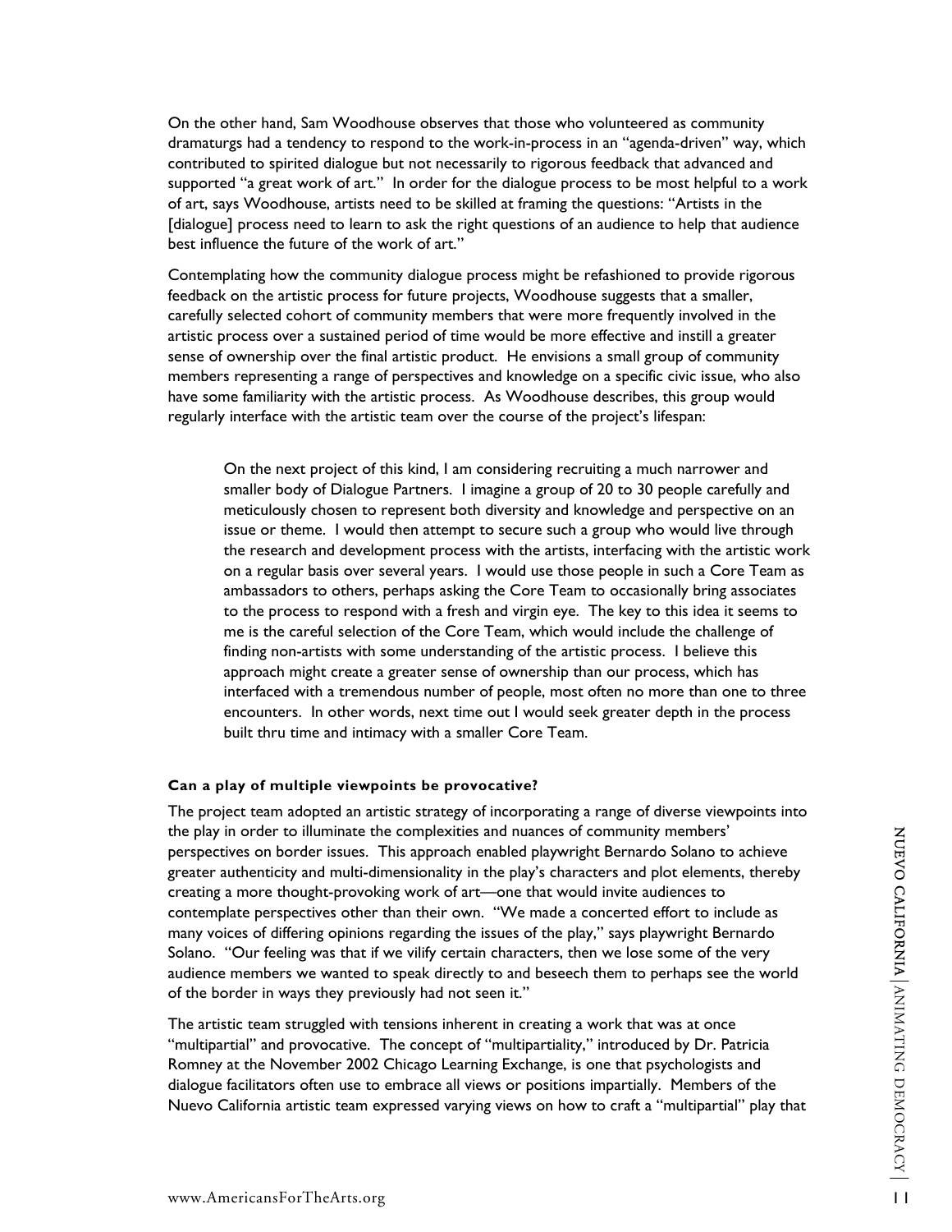On the other hand, Sam Woodhouse observes that those who volunteered as community dramaturgs had a tendency to respond to the work-in-process in an "agenda-driven" way, which contributed to spirited dialogue but not necessarily to rigorous feedback that advanced and supported "a great work of art." In order for the dialogue process to be most helpful to a work of art, says Woodhouse, artists need to be skilled at framing the questions: "Artists in the [dialogue] process need to learn to ask the right questions of an audience to help that audience best influence the future of the work of art."

Contemplating how the community dialogue process might be refashioned to provide rigorous feedback on the artistic process for future projects, Woodhouse suggests that a smaller, carefully selected cohort of community members that were more frequently involved in the artistic process over a sustained period of time would be more effective and instill a greater sense of ownership over the final artistic product. He envisions a small group of community members representing a range of perspectives and knowledge on a specific civic issue, who also have some familiarity with the artistic process. As Woodhouse describes, this group would regularly interface with the artistic team over the course of the project's lifespan:

> On the next project of this kind, I am considering recruiting a much narrower and smaller body of Dialogue Partners. I imagine a group of 20 to 30 people carefully and meticulously chosen to represent both diversity and knowledge and perspective on an issue or theme. I would then attempt to secure such a group who would live through the research and development process with the artists, interfacing with the artistic work on a regular basis over several years. I would use those people in such a Core Team as ambassadors to others, perhaps asking the Core Team to occasionally bring associates to the process to respond with a fresh and virgin eye. The key to this idea it seems to me is the careful selection of the Core Team, which would include the challenge of finding non-artists with some understanding of the artistic process. I believe this approach might create a greater sense of ownership than our process, which has interfaced with a tremendous number of people, most often no more than one to three encounters. In other words, next time out I would seek greater depth in the process built thru time and intimacy with a smaller Core Team.

**Can a play of multiple viewpoints be provocative?**

The project team adopted an artistic strategy of incorporating a range of diverse viewpoints into the play in order to illuminate the complexities and nuances of community members' perspectives on border issues. This approach enabled playwright Bernardo Solano to achieve greater authenticity and multi-dimensionality in the play's characters and plot elements, thereby creating a more thought-provoking work of art—one that would invite audiences to contemplate perspectives other than their own. "We made a concerted effort to include as many voices of differing opinions regarding the issues of the play," says playwright Bernardo Solano. "Our feeling was that if we vilify certain characters, then we lose some of the very audience members we wanted to speak directly to and beseech them to perhaps see the world of the border in ways they previously had not seen it."

The artistic team struggled with tensions inherent in creating a work that was at once "multipartial" and provocative. The concept of "multipartiality," introduced by Dr. Patricia Romney at the November 2002 Chicago Learning Exchange, is one that psychologists and dialogue facilitators often use to embrace all views or positions impartially. Members of the Nuevo California artistic team expressed varying views on how to craft a "multipartial" play that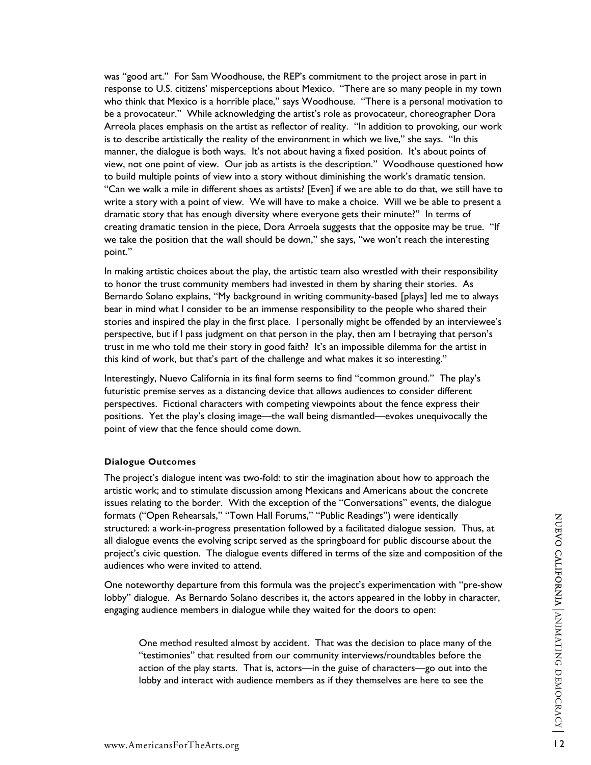was "good art." For Sam Woodhouse, the REP's commitment to the project arose in part in response to U.S. citizens' misperceptions about Mexico. "There are so many people in my town who think that Mexico is a horrible place," says Woodhouse. "There is a personal motivation to be a provocateur." While acknowledging the artist's role as provocateur, choreographer Dora Arreola places emphasis on the artist as reflector of reality. "In addition to provoking, our work is to describe artistically the reality of the environment in which we live," she says. "In this manner, the dialogue is both ways. It's not about having a fixed position. It's about points of view, not one point of view. Our job as artists is the description." Woodhouse questioned how to build multiple points of view into a story without diminishing the work's dramatic tension. "Can we walk a mile in different shoes as artists? [Even] if we are able to do that, we still have to write a story with a point of view. We will have to make a choice. Will we be able to present a dramatic story that has enough diversity where everyone gets their minute?" In terms of creating dramatic tension in the piece, Dora Arroela suggests that the opposite may be true. "If we take the position that the wall should be down," she says, "we won't reach the interesting point."

In making artistic choices about the play, the artistic team also wrestled with their responsibility to honor the trust community members had invested in them by sharing their stories. As Bernardo Solano explains, "My background in writing community-based [plays] led me to always bear in mind what I consider to be an immense responsibility to the people who shared their stories and inspired the play in the first place. I personally might be offended by an interviewee's perspective, but if I pass judgment on that person in the play, then am I betraying that person's trust in me who told me their story in good faith? It's an impossible dilemma for the artist in this kind of work, but that's part of the challenge and what makes it so interesting."

Interestingly, Nuevo California in its final form seems to find "common ground." The play's futuristic premise serves as a distancing device that allows audiences to consider different perspectives. Fictional characters with competing viewpoints about the fence express their positions. Yet the play's closing image—the wall being dismantled—evokes unequivocally the point of view that the fence should come down.

#### Dialogue Outcomes

The project's dialogue intent was two-fold: to stir the imagination about how to approach the artistic work; and to stimulate discussion among Mexicans and Americans about the concrete issues relating to the border. With the exception of the "Conversations" events, the dialogue formats ("Open Rehearsals," "Town Hall Forums," "Public Readings") were identically structured: a work-in-progress presentation followed by a facilitated dialogue session. Thus, at all dialogue events the evolving script served as the springboard for public discourse about the project's civic question. The dialogue events differed in terms of the size and composition of the audiences who were invited to attend.

One noteworthy departure from this formula was the project's experimentation with "pre-show lobby" dialogue. As Bernardo Solano describes it, the actors appeared in the lobby in character, engaging audience members in dialogue while they waited for the doors to open:

> One method resulted almost by accident. That was the decision to place many of the "testimonies" that resulted from our community interviews/roundtables before the action of the play starts. That is, actors—in the guise of characters—go out into the lobby and interact with audience members as if they themselves are here to see the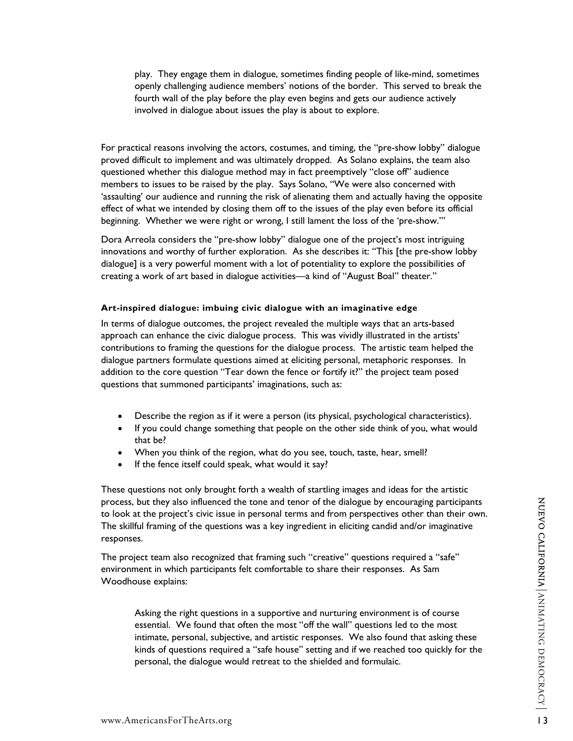> play. They engage them in dialogue, sometimes finding people of like-mind, sometimes openly challenging audience members' notions of the border. This served to break the fourth wall of the play before the play even begins and gets our audience actively involved in dialogue about issues the play is about to explore.

For practical reasons involving the actors, costumes, and timing, the "pre-show lobby" dialogue proved difficult to implement and was ultimately dropped. As Solano explains, the team also questioned whether this dialogue method may in fact preemptively "close off" audience members to issues to be raised by the play. Says Solano, "We were also concerned with 'assaulting' our audience and running the risk of alienating them and actually having the opposite effect of what we intended by closing them off to the issues of the play even before its official beginning. Whether we were right or wrong, I still lament the loss of the 'pre-show.'"

Dora Arreola considers the "pre-show lobby" dialogue one of the project's most intriguing innovations and worthy of further exploration. As she describes it: "This [the pre-show lobby dialogue] is a very powerful moment with a lot of potentiality to explore the possibilities of creating a work of art based in dialogue activities—a kind of "August Boal" theater."

**Art-inspired dialogue: imbuing civic dialogue with an imaginative edge**

In terms of dialogue outcomes, the project revealed the multiple ways that an arts-based approach can enhance the civic dialogue process. This was vividly illustrated in the artists' contributions to framing the questions for the dialogue process. The artistic team helped the dialogue partners formulate questions aimed at eliciting personal, metaphoric responses. In addition to the core question "Tear down the fence or fortify it?" the project team posed questions that summoned participants' imaginations, such as:

- Describe the region as if it were a person (its physical, psychological characteristics).
- If you could change something that people on the other side think of you, what would that be?
- When you think of the region, what do you see, touch, taste, hear, smell?
- If the fence itself could speak, what would it say?

These questions not only brought forth a wealth of startling images and ideas for the artistic process, but they also influenced the tone and tenor of the dialogue by encouraging participants to look at the project's civic issue in personal terms and from perspectives other than their own. The skillful framing of the questions was a key ingredient in eliciting candid and/or imaginative responses.

The project team also recognized that framing such "creative" questions required a "safe" environment in which participants felt comfortable to share their responses. As Sam Woodhouse explains:

> Asking the right questions in a supportive and nurturing environment is of course essential. We found that often the most "off the wall" questions led to the most intimate, personal, subjective, and artistic responses. We also found that asking these kinds of questions required a "safe house" setting and if we reached too quickly for the personal, the dialogue would retreat to the shielded and formulaic.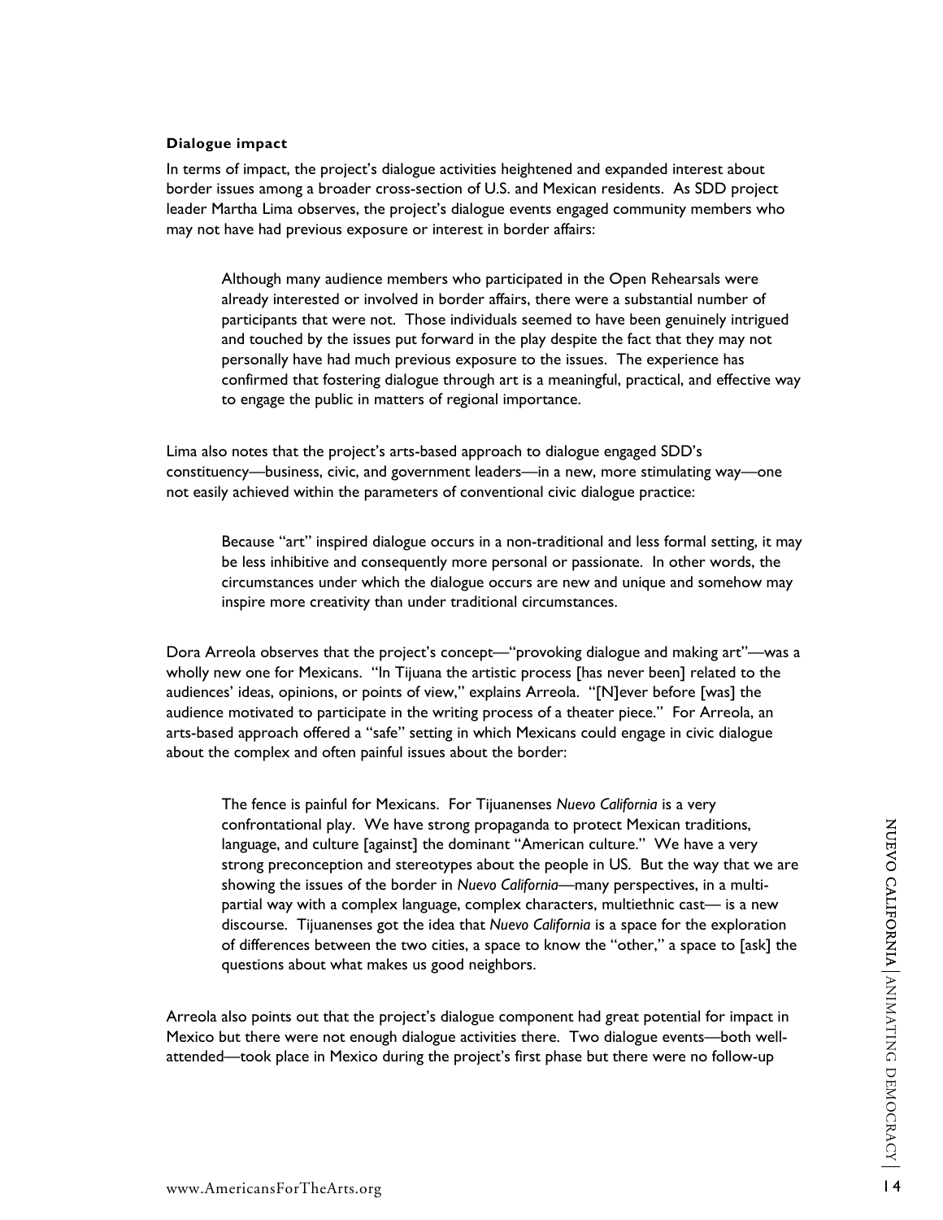**Dialogue impact**

In terms of impact, the project's dialogue activities heightened and expanded interest about border issues among a broader cross-section of U.S. and Mexican residents. As SDD project leader Martha Lima observes, the project's dialogue events engaged community members who may not have had previous exposure or interest in border affairs:

> Although many audience members who participated in the Open Rehearsals were already interested or involved in border affairs, there were a substantial number of participants that were not. Those individuals seemed to have been genuinely intrigued and touched by the issues put forward in the play despite the fact that they may not personally have had much previous exposure to the issues. The experience has confirmed that fostering dialogue through art is a meaningful, practical, and effective way to engage the public in matters of regional importance.

Lima also notes that the project's arts-based approach to dialogue engaged SDD's constituency—business, civic, and government leaders—in a new, more stimulating way—one not easily achieved within the parameters of conventional civic dialogue practice:

> Because "art" inspired dialogue occurs in a non-traditional and less formal setting, it may be less inhibitive and consequently more personal or passionate. In other words, the circumstances under which the dialogue occurs are new and unique and somehow may inspire more creativity than under traditional circumstances.

Dora Arreola observes that the project's concept—"provoking dialogue and making art"—was a wholly new one for Mexicans. "In Tijuana the artistic process [has never been] related to the audiences' ideas, opinions, or points of view," explains Arreola. "[N]ever before [was] the audience motivated to participate in the writing process of a theater piece." For Arreola, an arts-based approach offered a "safe" setting in which Mexicans could engage in civic dialogue about the complex and often painful issues about the border:

> The fence is painful for Mexicans. For Tijuanenses *Nuevo California* is a very confrontational play. We have strong propaganda to protect Mexican traditions, language, and culture [against] the dominant "American culture." We have a very strong preconception and stereotypes about the people in US. But the way that we are showing the issues of the border in *Nuevo California*—many perspectives, in a multi-partial way with a complex language, complex characters, multiethnic cast— is a new discourse. Tijuanenses got the idea that *Nuevo California* is a space for the exploration of differences between the two cities, a space to know the "other," a space to [ask] the questions about what makes us good neighbors.

Arreola also points out that the project's dialogue component had great potential for impact in Mexico but there were not enough dialogue activities there. Two dialogue events—both well-attended—took place in Mexico during the project's first phase but there were no follow-up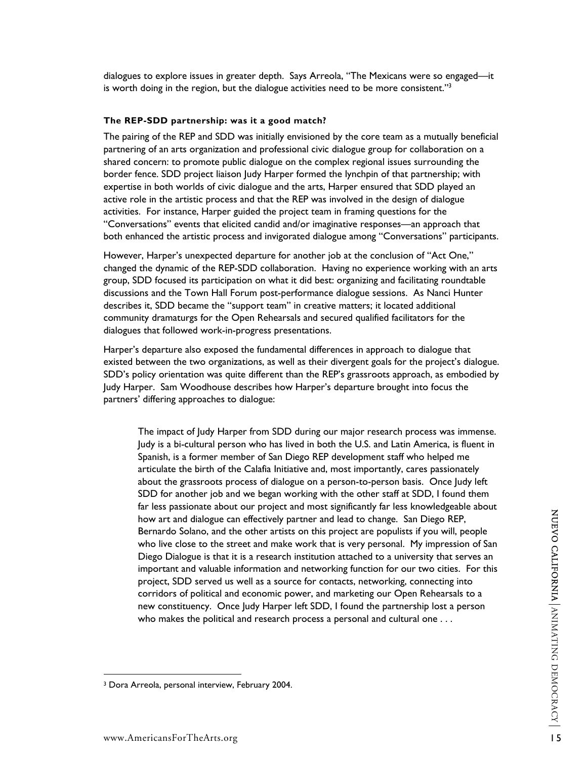dialogues to explore issues in greater depth. Says Arreola, "The Mexicans were so engaged—it is worth doing in the region, but the dialogue activities need to be more consistent."[3]

**The REP-SDD partnership: was it a good match?**

The pairing of the REP and SDD was initially envisioned by the core team as a mutually beneficial partnering of an arts organization and professional civic dialogue group for collaboration on a shared concern: to promote public dialogue on the complex regional issues surrounding the border fence. SDD project liaison Judy Harper formed the lynchpin of that partnership; with expertise in both worlds of civic dialogue and the arts, Harper ensured that SDD played an active role in the artistic process and that the REP was involved in the design of dialogue activities. For instance, Harper guided the project team in framing questions for the "Conversations" events that elicited candid and/or imaginative responses—an approach that both enhanced the artistic process and invigorated dialogue among "Conversations" participants.

However, Harper's unexpected departure for another job at the conclusion of "Act One," changed the dynamic of the REP-SDD collaboration. Having no experience working with an arts group, SDD focused its participation on what it did best: organizing and facilitating roundtable discussions and the Town Hall Forum post-performance dialogue sessions. As Nanci Hunter describes it, SDD became the "support team" in creative matters; it located additional community dramaturgs for the Open Rehearsals and secured qualified facilitators for the dialogues that followed work-in-progress presentations.

Harper's departure also exposed the fundamental differences in approach to dialogue that existed between the two organizations, as well as their divergent goals for the project's dialogue. SDD's policy orientation was quite different than the REP's grassroots approach, as embodied by Judy Harper. Sam Woodhouse describes how Harper's departure brought into focus the partners' differing approaches to dialogue:

> The impact of Judy Harper from SDD during our major research process was immense. Judy is a bi-cultural person who has lived in both the U.S. and Latin America, is fluent in Spanish, is a former member of San Diego REP development staff who helped me articulate the birth of the Calafia Initiative and, most importantly, cares passionately about the grassroots process of dialogue on a person-to-person basis. Once Judy left SDD for another job and we began working with the other staff at SDD, I found them far less passionate about our project and most significantly far less knowledgeable about how art and dialogue can effectively partner and lead to change. San Diego REP, Bernardo Solano, and the other artists on this project are populists if you will, people who live close to the street and make work that is very personal. My impression of San Diego Dialogue is that it is a research institution attached to a university that serves an important and valuable information and networking function for our two cities. For this project, SDD served us well as a source for contacts, networking, connecting into corridors of political and economic power, and marketing our Open Rehearsals to a new constituency. Once Judy Harper left SDD, I found the partnership lost a person who makes the political and research process a personal and cultural one . . .

[3] Dora Arreola, personal interview, February 2004.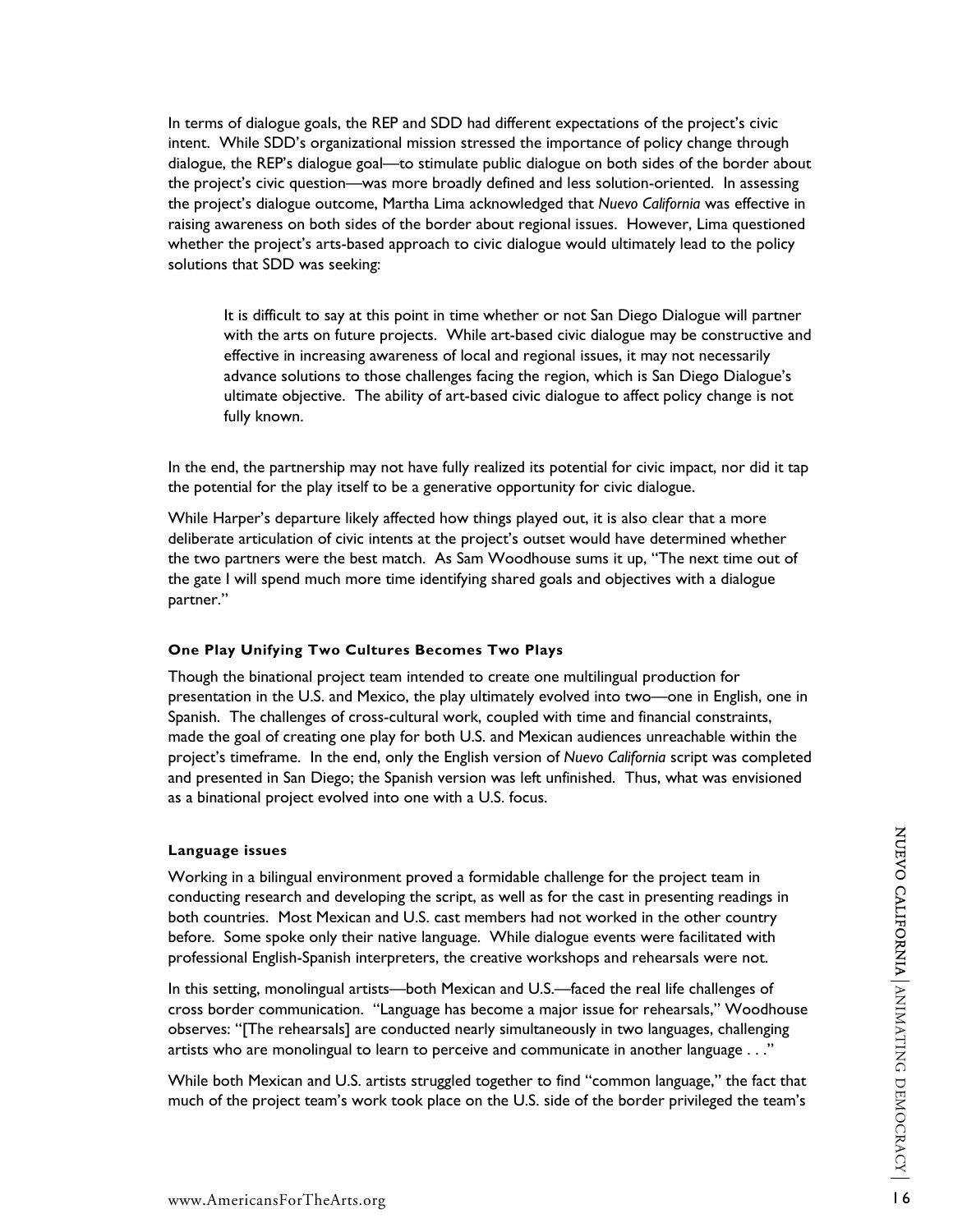In terms of dialogue goals, the REP and SDD had different expectations of the project's civic intent. While SDD's organizational mission stressed the importance of policy change through dialogue, the REP's dialogue goal—to stimulate public dialogue on both sides of the border about the project's civic question—was more broadly defined and less solution-oriented. In assessing the project's dialogue outcome, Martha Lima acknowledged that *Nuevo California* was effective in raising awareness on both sides of the border about regional issues. However, Lima questioned whether the project's arts-based approach to civic dialogue would ultimately lead to the policy solutions that SDD was seeking:

> It is difficult to say at this point in time whether or not San Diego Dialogue will partner with the arts on future projects. While art-based civic dialogue may be constructive and effective in increasing awareness of local and regional issues, it may not necessarily advance solutions to those challenges facing the region, which is San Diego Dialogue's ultimate objective. The ability of art-based civic dialogue to affect policy change is not fully known.

In the end, the partnership may not have fully realized its potential for civic impact, nor did it tap the potential for the play itself to be a generative opportunity for civic dialogue.

While Harper's departure likely affected how things played out, it is also clear that a more deliberate articulation of civic intents at the project's outset would have determined whether the two partners were the best match. As Sam Woodhouse sums it up, "The next time out of the gate I will spend much more time identifying shared goals and objectives with a dialogue partner."

#### One Play Unifying Two Cultures Becomes Two Plays

Though the binational project team intended to create one multilingual production for presentation in the U.S. and Mexico, the play ultimately evolved into two—one in English, one in Spanish. The challenges of cross-cultural work, coupled with time and financial constraints, made the goal of creating one play for both U.S. and Mexican audiences unreachable within the project's timeframe. In the end, only the English version of *Nuevo California* script was completed and presented in San Diego; the Spanish version was left unfinished. Thus, what was envisioned as a binational project evolved into one with a U.S. focus.

#### Language issues

Working in a bilingual environment proved a formidable challenge for the project team in conducting research and developing the script, as well as for the cast in presenting readings in both countries. Most Mexican and U.S. cast members had not worked in the other country before. Some spoke only their native language. While dialogue events were facilitated with professional English-Spanish interpreters, the creative workshops and rehearsals were not.

In this setting, monolingual artists—both Mexican and U.S.—faced the real life challenges of cross border communication. "Language has become a major issue for rehearsals," Woodhouse observes: "[The rehearsals] are conducted nearly simultaneously in two languages, challenging artists who are monolingual to learn to perceive and communicate in another language . . ."

While both Mexican and U.S. artists struggled together to find "common language," the fact that much of the project team's work took place on the U.S. side of the border privileged the team's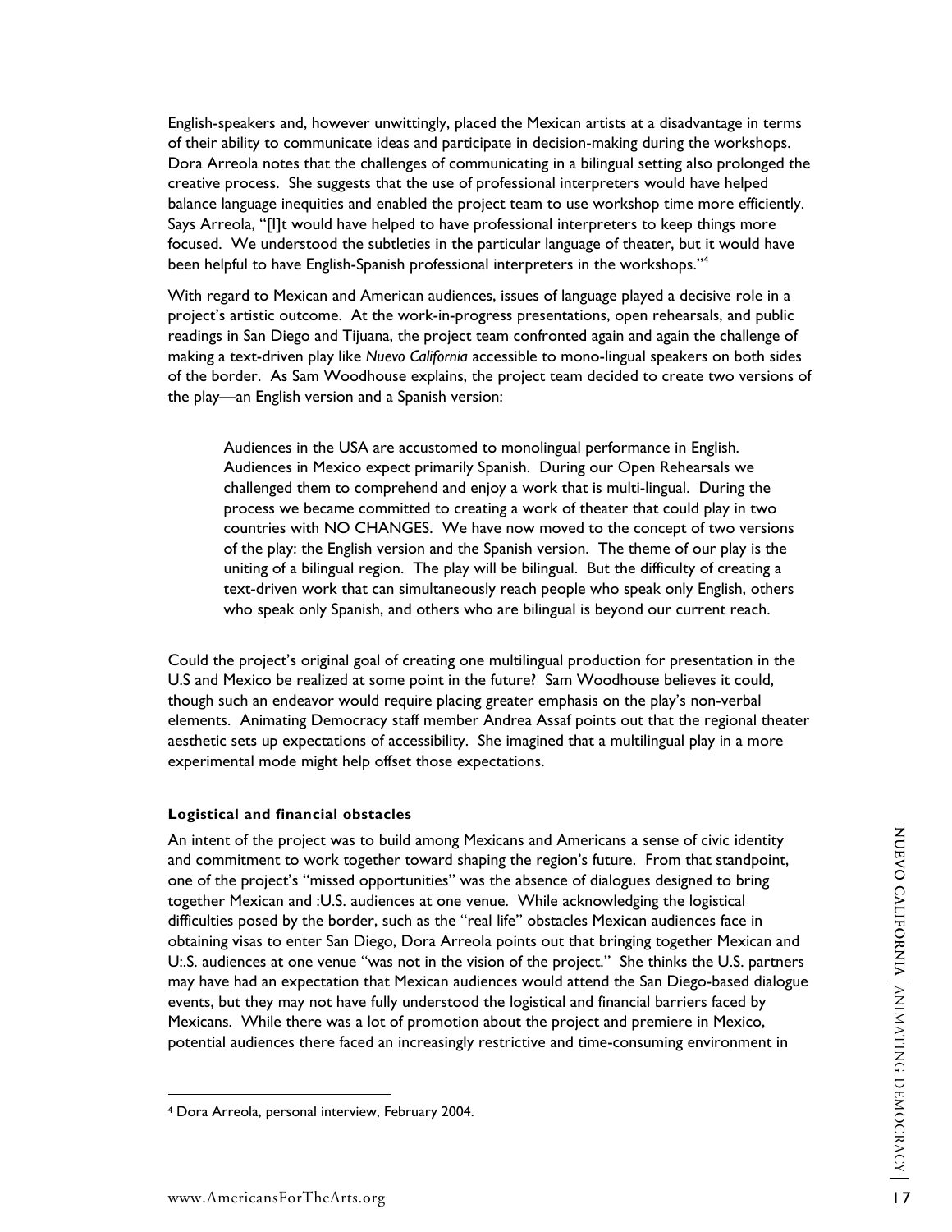English-speakers and, however unwittingly, placed the Mexican artists at a disadvantage in terms of their ability to communicate ideas and participate in decision-making during the workshops. Dora Arreola notes that the challenges of communicating in a bilingual setting also prolonged the creative process. She suggests that the use of professional interpreters would have helped balance language inequities and enabled the project team to use workshop time more efficiently. Says Arreola, "[I]t would have helped to have professional interpreters to keep things more focused. We understood the subtleties in the particular language of theater, but it would have been helpful to have English-Spanish professional interpreters in the workshops."[4]

With regard to Mexican and American audiences, issues of language played a decisive role in a project's artistic outcome. At the work-in-progress presentations, open rehearsals, and public readings in San Diego and Tijuana, the project team confronted again and again the challenge of making a text-driven play like *Nuevo California* accessible to mono-lingual speakers on both sides of the border. As Sam Woodhouse explains, the project team decided to create two versions of the play—an English version and a Spanish version:

> Audiences in the USA are accustomed to monolingual performance in English. Audiences in Mexico expect primarily Spanish. During our Open Rehearsals we challenged them to comprehend and enjoy a work that is multi-lingual. During the process we became committed to creating a work of theater that could play in two countries with NO CHANGES. We have now moved to the concept of two versions of the play: the English version and the Spanish version. The theme of our play is the uniting of a bilingual region. The play will be bilingual. But the difficulty of creating a text-driven work that can simultaneously reach people who speak only English, others who speak only Spanish, and others who are bilingual is beyond our current reach.

Could the project's original goal of creating one multilingual production for presentation in the U.S and Mexico be realized at some point in the future? Sam Woodhouse believes it could, though such an endeavor would require placing greater emphasis on the play's non-verbal elements. Animating Democracy staff member Andrea Assaf points out that the regional theater aesthetic sets up expectations of accessibility. She imagined that a multilingual play in a more experimental mode might help offset those expectations.

**Logistical and financial obstacles**

An intent of the project was to build among Mexicans and Americans a sense of civic identity and commitment to work together toward shaping the region's future. From that standpoint, one of the project's "missed opportunities" was the absence of dialogues designed to bring together Mexican and :U.S. audiences at one venue. While acknowledging the logistical difficulties posed by the border, such as the "real life" obstacles Mexican audiences face in obtaining visas to enter San Diego, Dora Arreola points out that bringing together Mexican and U:.S. audiences at one venue "was not in the vision of the project." She thinks the U.S. partners may have had an expectation that Mexican audiences would attend the San Diego-based dialogue events, but they may not have fully understood the logistical and financial barriers faced by Mexicans. While there was a lot of promotion about the project and premiere in Mexico, potential audiences there faced an increasingly restrictive and time-consuming environment in

[4] Dora Arreola, personal interview, February 2004.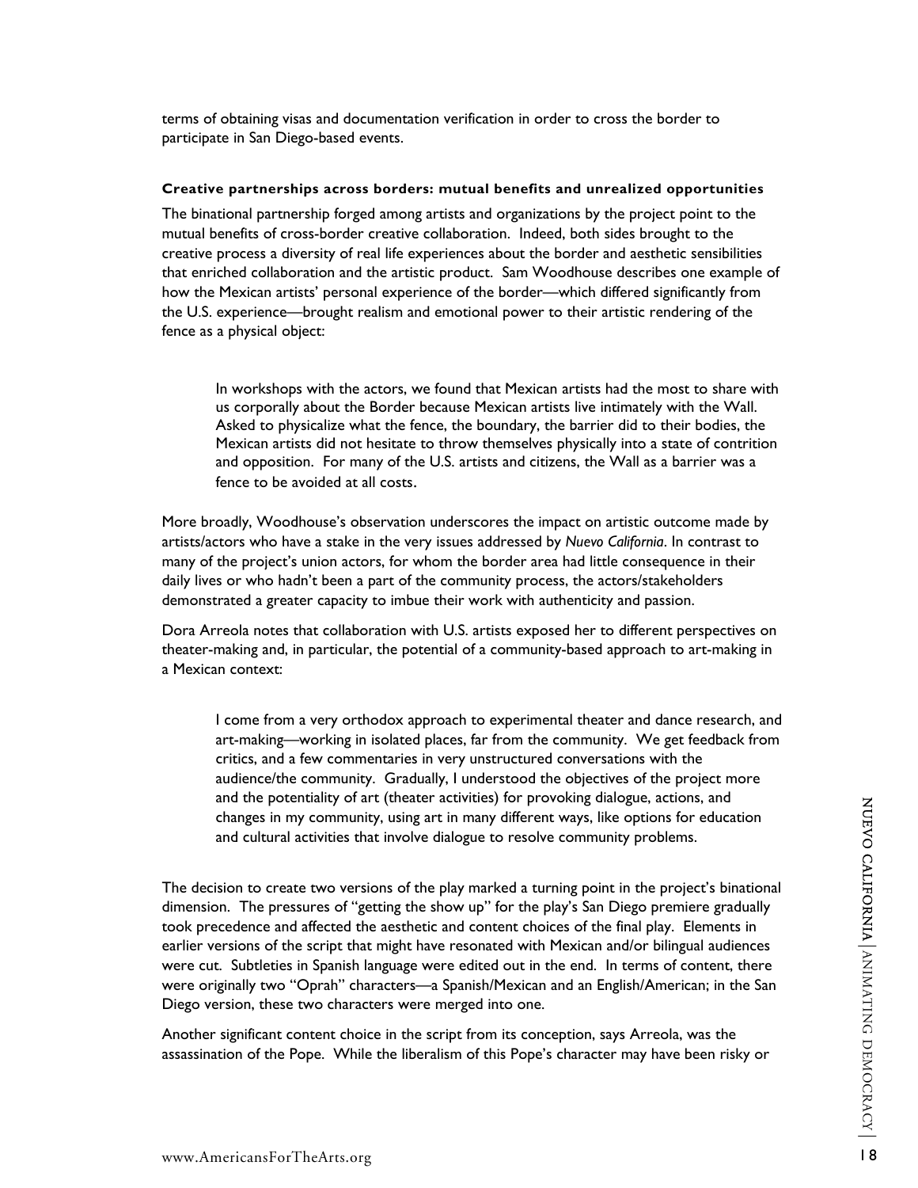terms of obtaining visas and documentation verification in order to cross the border to participate in San Diego-based events.

**Creative partnerships across borders: mutual benefits and unrealized opportunities**

The binational partnership forged among artists and organizations by the project point to the mutual benefits of cross-border creative collaboration. Indeed, both sides brought to the creative process a diversity of real life experiences about the border and aesthetic sensibilities that enriched collaboration and the artistic product. Sam Woodhouse describes one example of how the Mexican artists' personal experience of the border—which differed significantly from the U.S. experience—brought realism and emotional power to their artistic rendering of the fence as a physical object:

> In workshops with the actors, we found that Mexican artists had the most to share with us corporally about the Border because Mexican artists live intimately with the Wall. Asked to physicalize what the fence, the boundary, the barrier did to their bodies, the Mexican artists did not hesitate to throw themselves physically into a state of contrition and opposition. For many of the U.S. artists and citizens, the Wall as a barrier was a fence to be avoided at all costs.

More broadly, Woodhouse's observation underscores the impact on artistic outcome made by artists/actors who have a stake in the very issues addressed by *Nuevo California*. In contrast to many of the project's union actors, for whom the border area had little consequence in their daily lives or who hadn't been a part of the community process, the actors/stakeholders demonstrated a greater capacity to imbue their work with authenticity and passion.

Dora Arreola notes that collaboration with U.S. artists exposed her to different perspectives on theater-making and, in particular, the potential of a community-based approach to art-making in a Mexican context:

> I come from a very orthodox approach to experimental theater and dance research, and art-making—working in isolated places, far from the community. We get feedback from critics, and a few commentaries in very unstructured conversations with the audience/the community. Gradually, I understood the objectives of the project more and the potentiality of art (theater activities) for provoking dialogue, actions, and changes in my community, using art in many different ways, like options for education and cultural activities that involve dialogue to resolve community problems.

The decision to create two versions of the play marked a turning point in the project's binational dimension. The pressures of "getting the show up" for the play's San Diego premiere gradually took precedence and affected the aesthetic and content choices of the final play. Elements in earlier versions of the script that might have resonated with Mexican and/or bilingual audiences were cut. Subtleties in Spanish language were edited out in the end. In terms of content, there were originally two "Oprah" characters—a Spanish/Mexican and an English/American; in the San Diego version, these two characters were merged into one.

Another significant content choice in the script from its conception, says Arreola, was the assassination of the Pope. While the liberalism of this Pope's character may have been risky or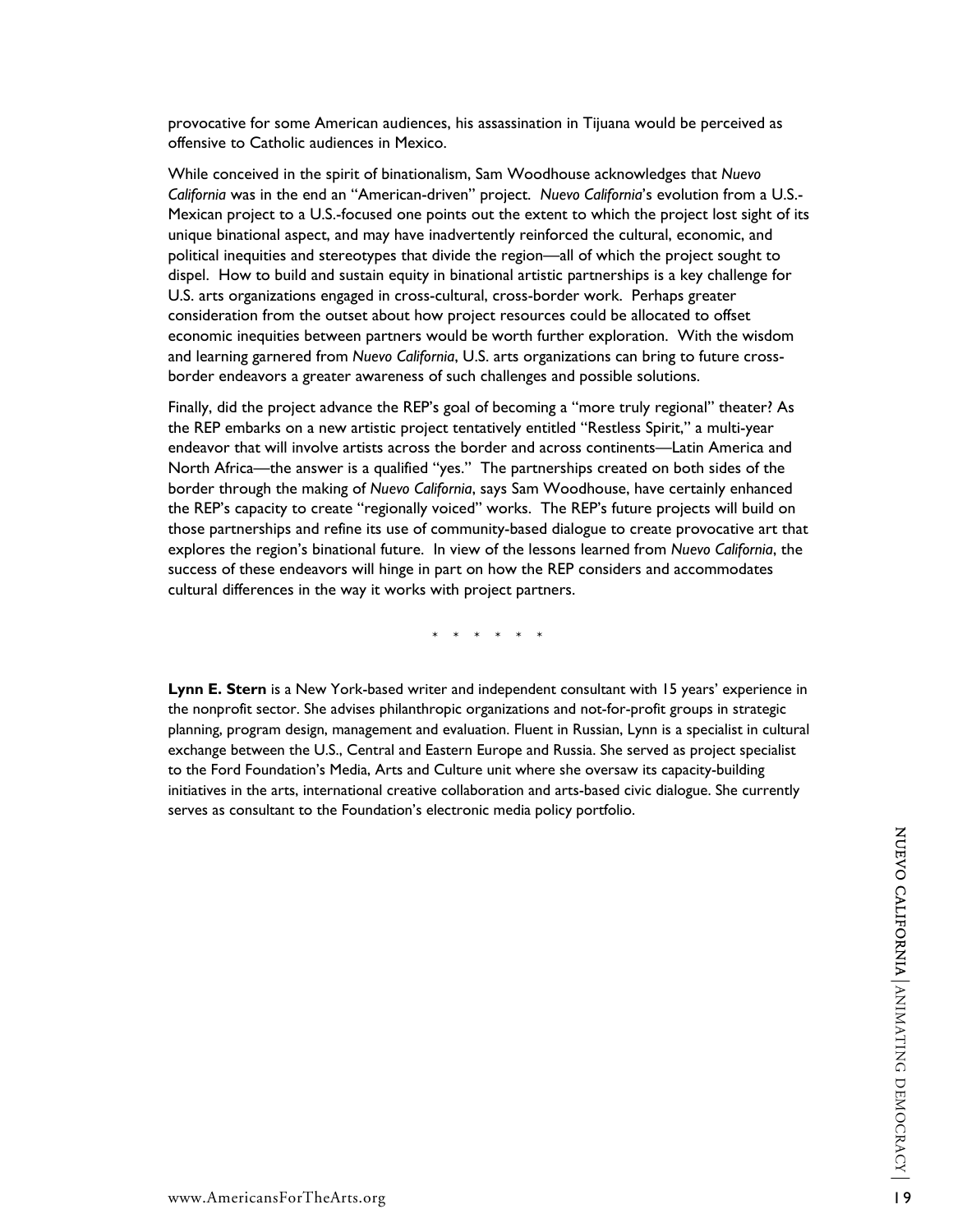provocative for some American audiences, his assassination in Tijuana would be perceived as offensive to Catholic audiences in Mexico.

While conceived in the spirit of binationalism, Sam Woodhouse acknowledges that *Nuevo California* was in the end an "American-driven" project. *Nuevo California*'s evolution from a U.S.-Mexican project to a U.S.-focused one points out the extent to which the project lost sight of its unique binational aspect, and may have inadvertently reinforced the cultural, economic, and political inequities and stereotypes that divide the region—all of which the project sought to dispel. How to build and sustain equity in binational artistic partnerships is a key challenge for U.S. arts organizations engaged in cross-cultural, cross-border work. Perhaps greater consideration from the outset about how project resources could be allocated to offset economic inequities between partners would be worth further exploration. With the wisdom and learning garnered from *Nuevo California*, U.S. arts organizations can bring to future cross-border endeavors a greater awareness of such challenges and possible solutions.

Finally, did the project advance the REP's goal of becoming a "more truly regional" theater? As the REP embarks on a new artistic project tentatively entitled "Restless Spirit," a multi-year endeavor that will involve artists across the border and across continents—Latin America and North Africa—the answer is a qualified "yes." The partnerships created on both sides of the border through the making of *Nuevo California*, says Sam Woodhouse, have certainly enhanced the REP's capacity to create "regionally voiced" works. The REP's future projects will build on those partnerships and refine its use of community-based dialogue to create provocative art that explores the region's binational future. In view of the lessons learned from *Nuevo California*, the success of these endeavors will hinge in part on how the REP considers and accommodates cultural differences in the way it works with project partners.

\* \* \* \* \* \*

**Lynn E. Stern** is a New York-based writer and independent consultant with 15 years' experience in the nonprofit sector. She advises philanthropic organizations and not-for-profit groups in strategic planning, program design, management and evaluation. Fluent in Russian, Lynn is a specialist in cultural exchange between the U.S., Central and Eastern Europe and Russia. She served as project specialist to the Ford Foundation's Media, Arts and Culture unit where she oversaw its capacity-building initiatives in the arts, international creative collaboration and arts-based civic dialogue. She currently serves as consultant to the Foundation's electronic media policy portfolio.